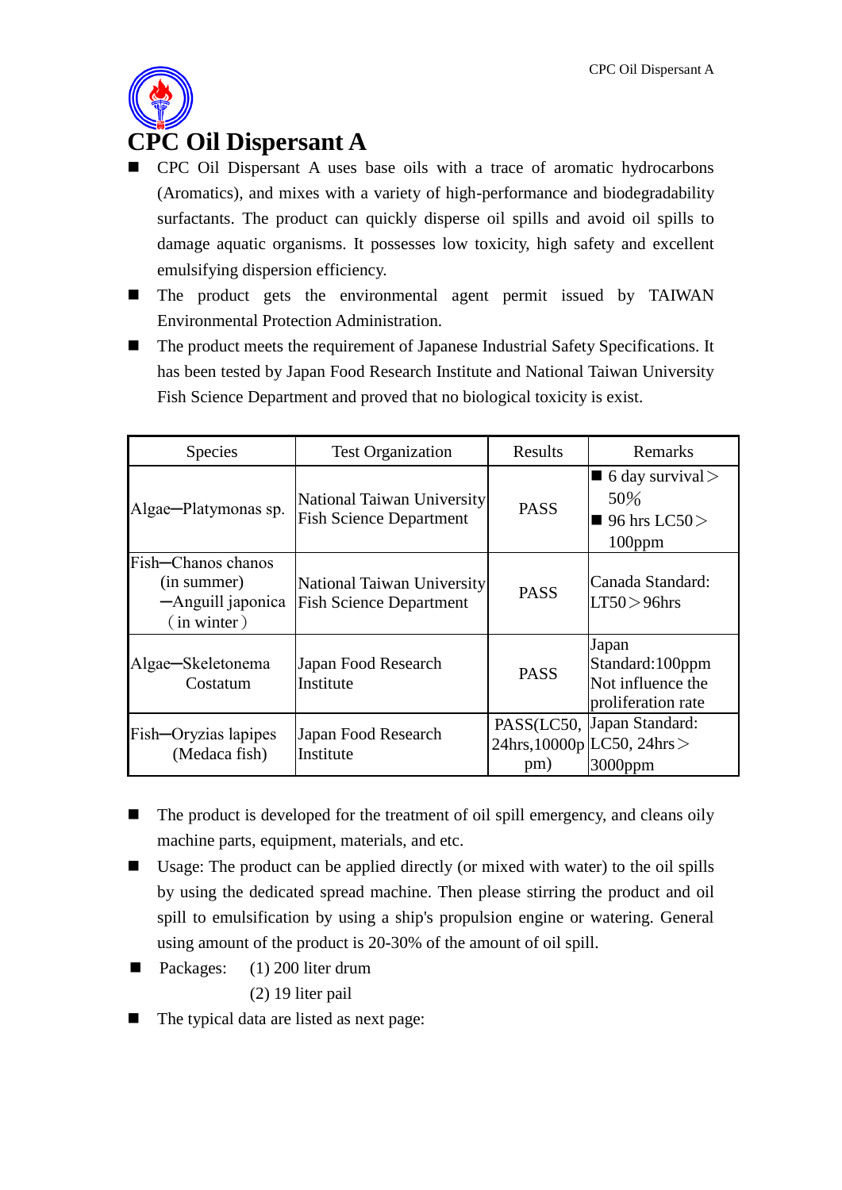# CPC Oil Dispersant A

- CPC Oil Dispersant A uses base oils with a trace of aromatic hydrocarbons (Aromatics), and mixes with a variety of high-performance and biodegradability surfactants. The product can quickly disperse oil spills and avoid oil spills to damage aquatic organisms. It possesses low toxicity, high safety and excellent emulsifying dispersion efficiency.
- The product gets the environmental agent permit issued by TAIWAN Environmental Protection Administration.
- The product meets the requirement of Japanese Industrial Safety Specifications. It has been tested by Japan Food Research Institute and National Taiwan University Fish Science Department and proved that no biological toxicity is exist.

| Species | Test Organization | Results | Remarks |
|---|---|---|---|
| Algae─Platymonas sp. | National Taiwan University Fish Science Department | PASS | ■ 6 day survival＞50％ ■ 96 hrs LC50＞100ppm |
| Fish─Chanos chanos (in summer) ─Anguill japonica （in winter） | National Taiwan University Fish Science Department | PASS | Canada Standard: LT50＞96hrs |
| Algae─Skeletonema Costatum | Japan Food Research Institute | PASS | Japan Standard:100ppm Not influence the proliferation rate |
| Fish─Oryzias lapipes (Medaca fish) | Japan Food Research Institute | PASS(LC50, 24hrs,10000ppm) | Japan Standard: LC50, 24hrs＞3000ppm |

- The product is developed for the treatment of oil spill emergency, and cleans oily machine parts, equipment, materials, and etc.
- Usage: The product can be applied directly (or mixed with water) to the oil spills by using the dedicated spread machine. Then please stirring the product and oil spill to emulsification by using a ship's propulsion engine or watering. General using amount of the product is 20-30% of the amount of oil spill.
- Packages: (1) 200 liter drum
  (2) 19 liter pail
- The typical data are listed as next page: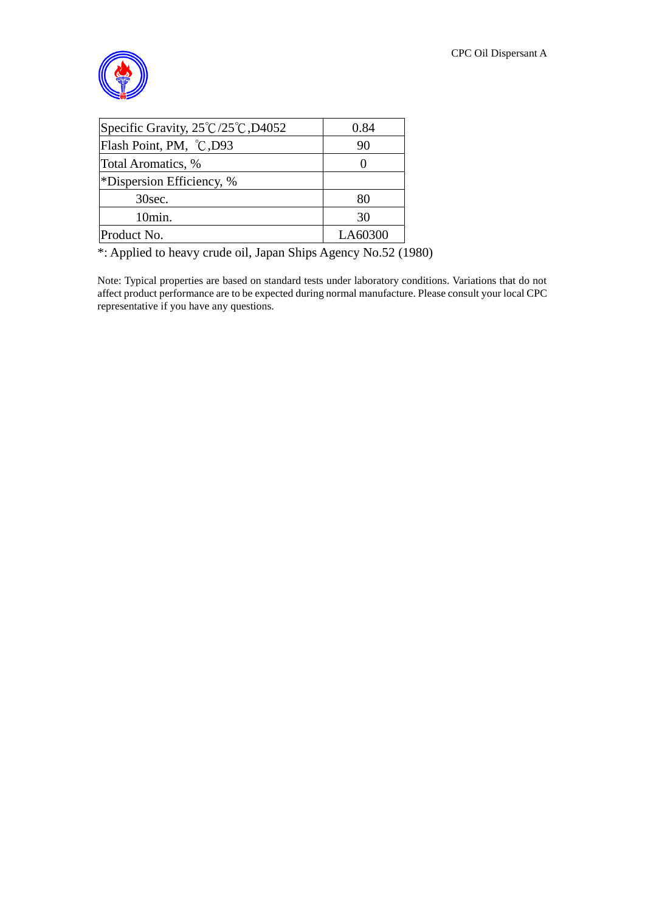| | |
|---|---|
| Specific Gravity, 25℃/25℃,D4052 | 0.84 |
| Flash Point, PM, ℃,D93 | 90 |
| Total Aromatics, % | 0 |
| *Dispersion Efficiency, % | |
| 30sec. | 80 |
| 10min. | 30 |
| Product No. | LA60300 |

*: Applied to heavy crude oil, Japan Ships Agency No.52 (1980)

Note: Typical properties are based on standard tests under laboratory conditions. Variations that do not affect product performance are to be expected during normal manufacture. Please consult your local CPC representative if you have any questions.